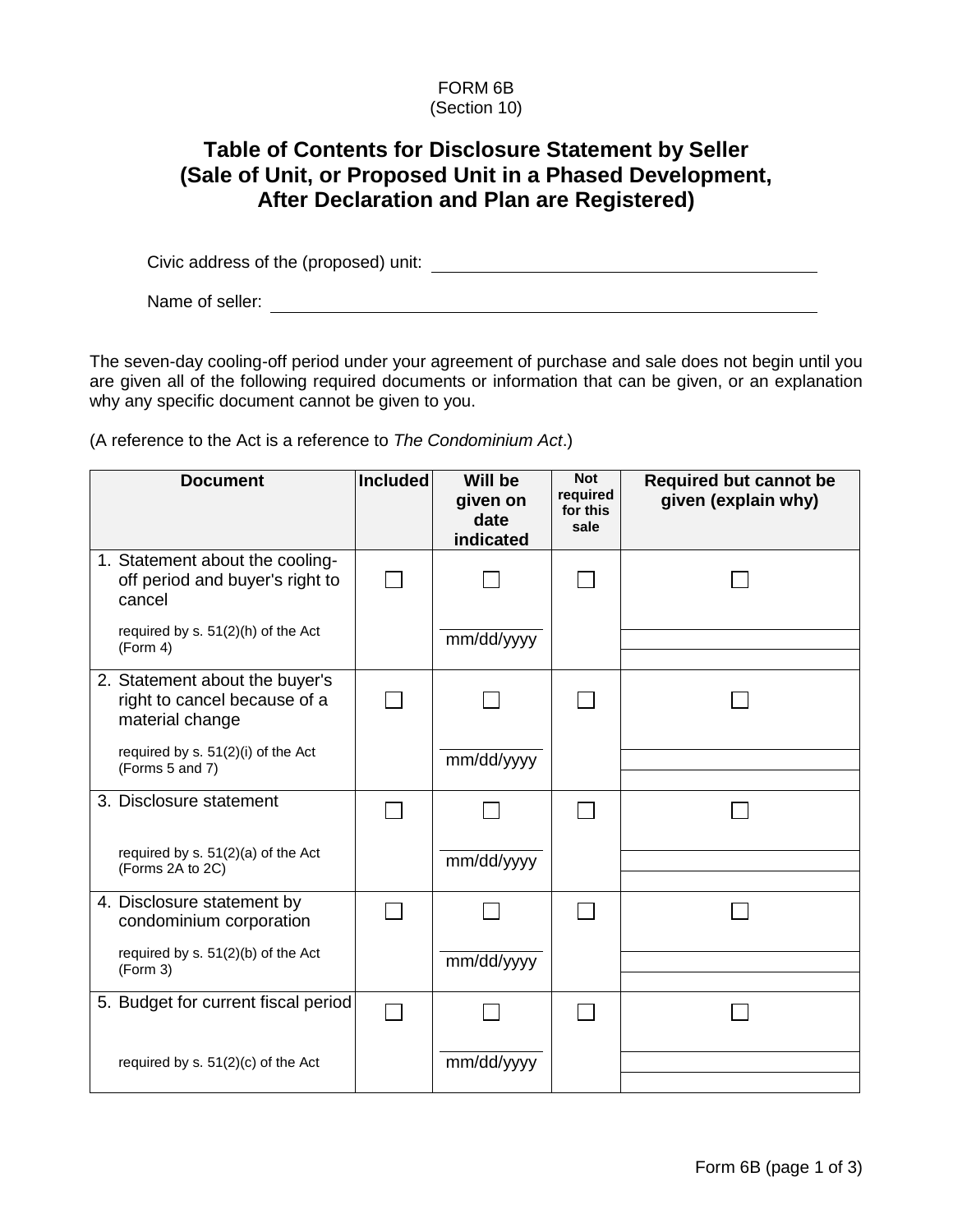FORM 6B
(Section 10)

# Table of Contents for Disclosure Statement by Seller (Sale of Unit, or Proposed Unit in a Phased Development, After Declaration and Plan are Registered)

Civic address of the (proposed) unit: ______________________________

Name of seller: ______________________________

The seven-day cooling-off period under your agreement of purchase and sale does not begin until you are given all of the following required documents or information that can be given, or an explanation why any specific document cannot be given to you.

(A reference to the Act is a reference to *The Condominium Act*.)

| Document | Included | Will be given on date indicated | Not required for this sale | Required but cannot be given (explain why) |
|---|---|---|---|---|
| 1. Statement about the cooling-off period and buyer's right to cancel<br>required by s. 51(2)(h) of the Act (Form 4) | ☐ | ☐<br>mm/dd/yyyy | ☐ | ☐ |
| 2. Statement about the buyer's right to cancel because of a material change<br>required by s. 51(2)(i) of the Act (Forms 5 and 7) | ☐ | ☐<br>mm/dd/yyyy | ☐ | ☐ |
| 3. Disclosure statement<br>required by s. 51(2)(a) of the Act (Forms 2A to 2C) | ☐ | ☐<br>mm/dd/yyyy | ☐ | ☐ |
| 4. Disclosure statement by condominium corporation<br>required by s. 51(2)(b) of the Act (Form 3) | ☐ | ☐<br>mm/dd/yyyy | ☐ | ☐ |
| 5. Budget for current fiscal period<br>required by s. 51(2)(c) of the Act | ☐ | ☐<br>mm/dd/yyyy | ☐ | ☐ |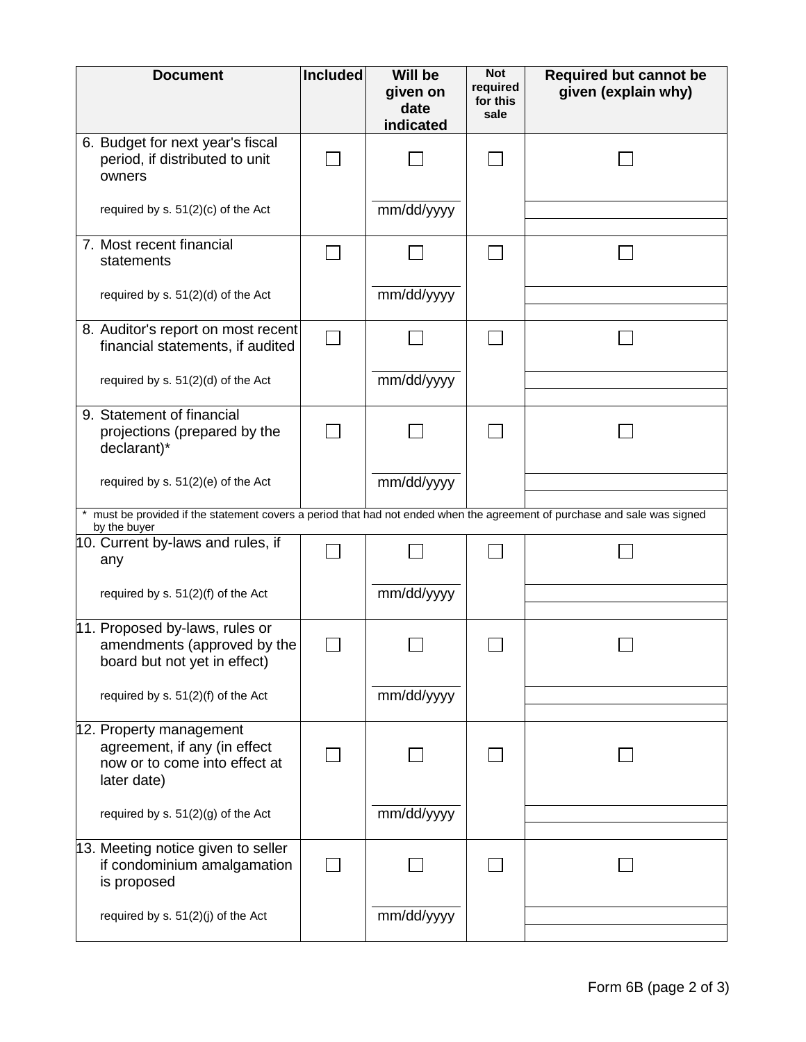| Document | Included | Will be given on date indicated | Not required for this sale | Required but cannot be given (explain why) |
|---|---|---|---|---|
| 6. Budget for next year's fiscal period, if distributed to unit owners<br>required by s. 51(2)(c) of the Act | ☐ | ☐<br>mm/dd/yyyy | ☐ | ☐ |
| 7. Most recent financial statements<br>required by s. 51(2)(d) of the Act | ☐ | ☐<br>mm/dd/yyyy | ☐ | ☐ |
| 8. Auditor's report on most recent financial statements, if audited<br>required by s. 51(2)(d) of the Act | ☐ | ☐<br>mm/dd/yyyy | ☐ | ☐ |
| 9. Statement of financial projections (prepared by the declarant)*<br>required by s. 51(2)(e) of the Act | ☐ | ☐<br>mm/dd/yyyy | ☐ | ☐ |
| * must be provided if the statement covers a period that had not ended when the agreement of purchase and sale was signed by the buyer | | | | |
| 10. Current by-laws and rules, if any<br>required by s. 51(2)(f) of the Act | ☐ | ☐<br>mm/dd/yyyy | ☐ | ☐ |
| 11. Proposed by-laws, rules or amendments (approved by the board but not yet in effect)<br>required by s. 51(2)(f) of the Act | ☐ | ☐<br>mm/dd/yyyy | ☐ | ☐ |
| 12. Property management agreement, if any (in effect now or to come into effect at later date)<br>required by s. 51(2)(g) of the Act | ☐ | ☐<br>mm/dd/yyyy | ☐ | ☐ |
| 13. Meeting notice given to seller if condominium amalgamation is proposed<br>required by s. 51(2)(j) of the Act | ☐ | ☐<br>mm/dd/yyyy | ☐ | ☐ |

Form 6B (page 2 of 3)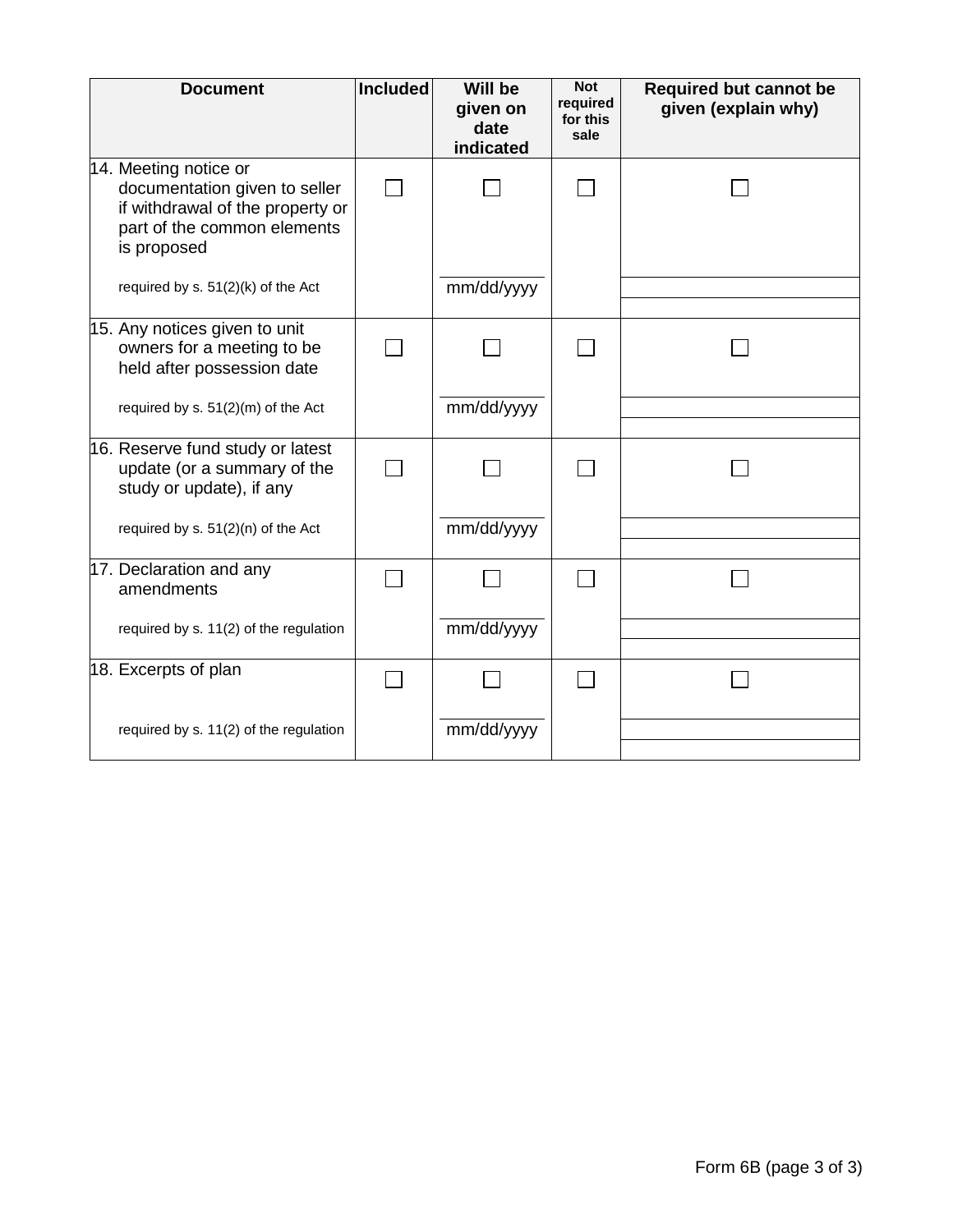| Document | Included | Will be given on date indicated | Not required for this sale | Required but cannot be given (explain why) |
| --- | --- | --- | --- | --- |
| 14. Meeting notice or documentation given to seller if withdrawal of the property or part of the common elements is proposed<br><br>required by s. 51(2)(k) of the Act | ☐ | ☐<br><br>mm/dd/yyyy | ☐ | ☐ |
| 15. Any notices given to unit owners for a meeting to be held after possession date<br><br>required by s. 51(2)(m) of the Act | ☐ | ☐<br><br>mm/dd/yyyy | ☐ | ☐ |
| 16. Reserve fund study or latest update (or a summary of the study or update), if any<br><br>required by s. 51(2)(n) of the Act | ☐ | ☐<br><br>mm/dd/yyyy | ☐ | ☐ |
| 17. Declaration and any amendments<br><br>required by s. 11(2) of the regulation | ☐ | ☐<br><br>mm/dd/yyyy | ☐ | ☐ |
| 18. Excerpts of plan<br><br>required by s. 11(2) of the regulation | ☐ | ☐<br><br>mm/dd/yyyy | ☐ | ☐ |

Form 6B (page 3 of 3)